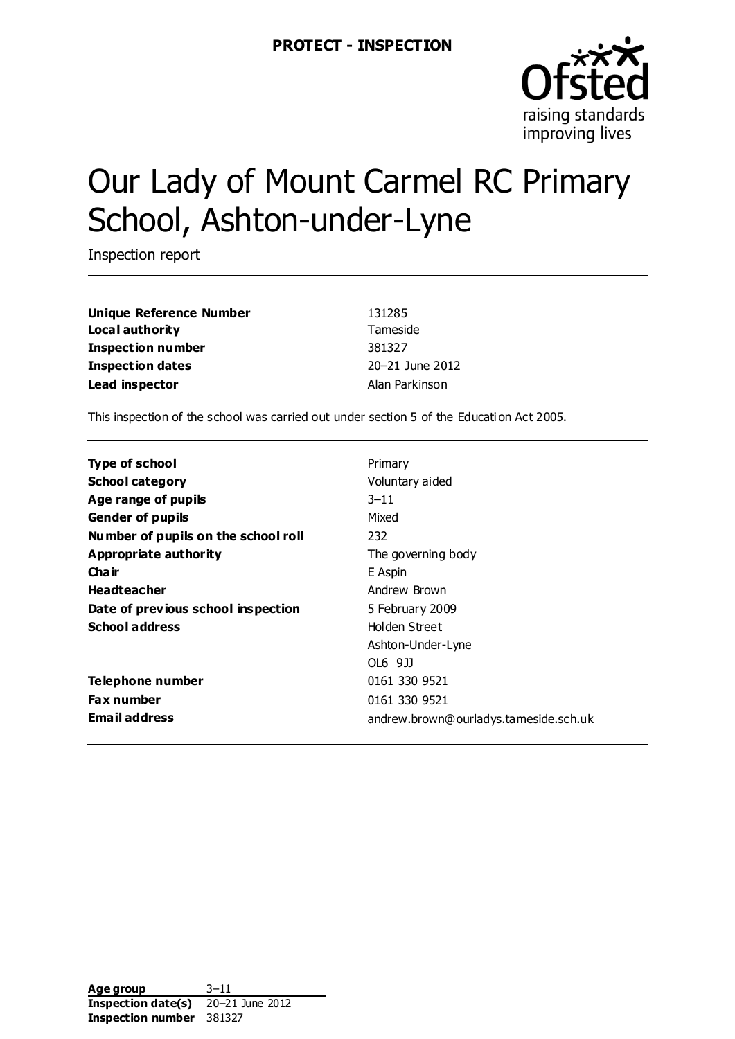**PROTECT - INSPECTION**

# Our Lady of Mount Carmel RC Primary School, Ashton-under-Lyne

Inspection report

| | |
|---|---|
| **Unique Reference Number** | 131285 |
| **Local authority** | Tameside |
| **Inspection number** | 381327 |
| **Inspection dates** | 20–21 June 2012 |
| **Lead inspector** | Alan Parkinson |

This inspection of the school was carried out under section 5 of the Education Act 2005.

| | |
|---|---|
| **Type of school** | Primary |
| **School category** | Voluntary aided |
| **Age range of pupils** | 3–11 |
| **Gender of pupils** | Mixed |
| **Number of pupils on the school roll** | 232 |
| **Appropriate authority** | The governing body |
| **Chair** | E Aspin |
| **Headteacher** | Andrew Brown |
| **Date of previous school inspection** | 5 February 2009 |
| **School address** | Holden Street<br>Ashton-Under-Lyne<br>OL6 9JJ |
| **Telephone number** | 0161 330 9521 |
| **Fax number** | 0161 330 9521 |
| **Email address** | andrew.brown@ourladys.tameside.sch.uk |

| | |
|---|---|
| **Age group** | 3–11 |
| **Inspection date(s)** | 20–21 June 2012 |
| **Inspection number** | 381327 |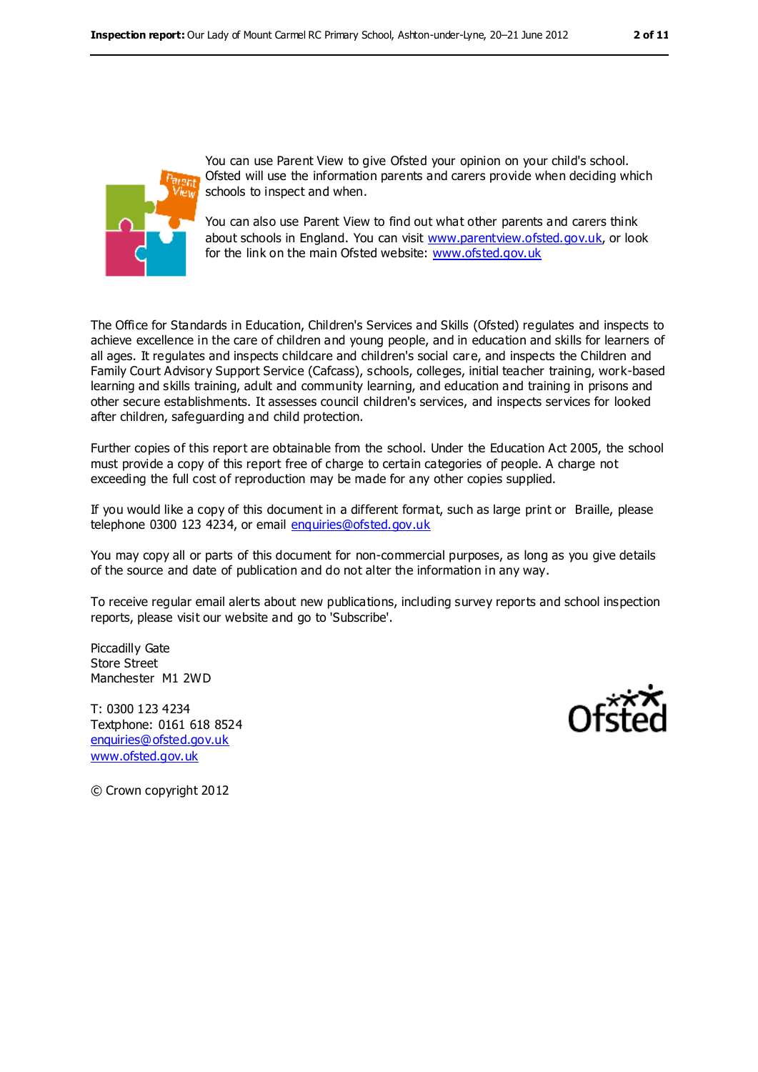You can use Parent View to give Ofsted your opinion on your child's school. Ofsted will use the information parents and carers provide when deciding which schools to inspect and when.

You can also use Parent View to find out what other parents and carers think about schools in England. You can visit www.parentview.ofsted.gov.uk, or look for the link on the main Ofsted website: www.ofsted.gov.uk

The Office for Standards in Education, Children's Services and Skills (Ofsted) regulates and inspects to achieve excellence in the care of children and young people, and in education and skills for learners of all ages. It regulates and inspects childcare and children's social care, and inspects the Children and Family Court Advisory Support Service (Cafcass), schools, colleges, initial teacher training, work-based learning and skills training, adult and community learning, and education and training in prisons and other secure establishments. It assesses council children's services, and inspects services for looked after children, safeguarding and child protection.

Further copies of this report are obtainable from the school. Under the Education Act 2005, the school must provide a copy of this report free of charge to certain categories of people. A charge not exceeding the full cost of reproduction may be made for any other copies supplied.

If you would like a copy of this document in a different format, such as large print or Braille, please telephone 0300 123 4234, or email enquiries@ofsted.gov.uk

You may copy all or parts of this document for non-commercial purposes, as long as you give details of the source and date of publication and do not alter the information in any way.

To receive regular email alerts about new publications, including survey reports and school inspection reports, please visit our website and go to 'Subscribe'.

Piccadilly Gate
Store Street
Manchester M1 2WD

T: 0300 123 4234
Textphone: 0161 618 8524
enquiries@ofsted.gov.uk
www.ofsted.gov.uk

© Crown copyright 2012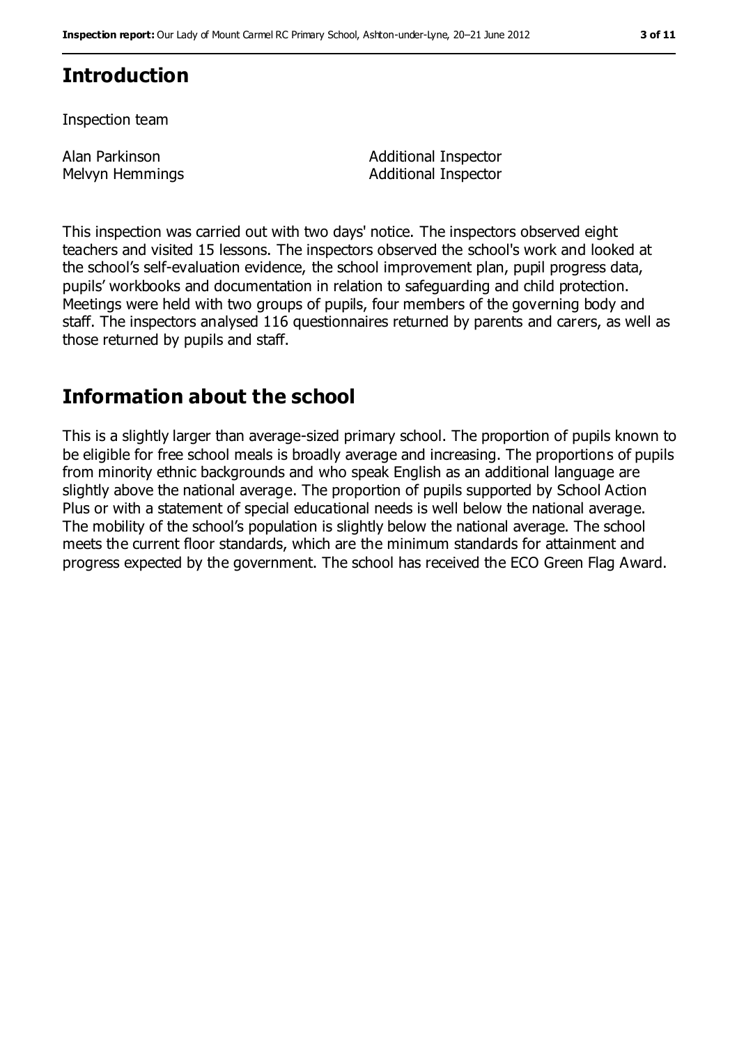## Introduction

Inspection team

| | |
|---|---|
| Alan Parkinson | Additional Inspector |
| Melvyn Hemmings | Additional Inspector |

This inspection was carried out with two days' notice. The inspectors observed eight teachers and visited 15 lessons. The inspectors observed the school's work and looked at the school's self-evaluation evidence, the school improvement plan, pupil progress data, pupils' workbooks and documentation in relation to safeguarding and child protection. Meetings were held with two groups of pupils, four members of the governing body and staff. The inspectors analysed 116 questionnaires returned by parents and carers, as well as those returned by pupils and staff.

## Information about the school

This is a slightly larger than average-sized primary school. The proportion of pupils known to be eligible for free school meals is broadly average and increasing. The proportions of pupils from minority ethnic backgrounds and who speak English as an additional language are slightly above the national average. The proportion of pupils supported by School Action Plus or with a statement of special educational needs is well below the national average. The mobility of the school's population is slightly below the national average. The school meets the current floor standards, which are the minimum standards for attainment and progress expected by the government. The school has received the ECO Green Flag Award.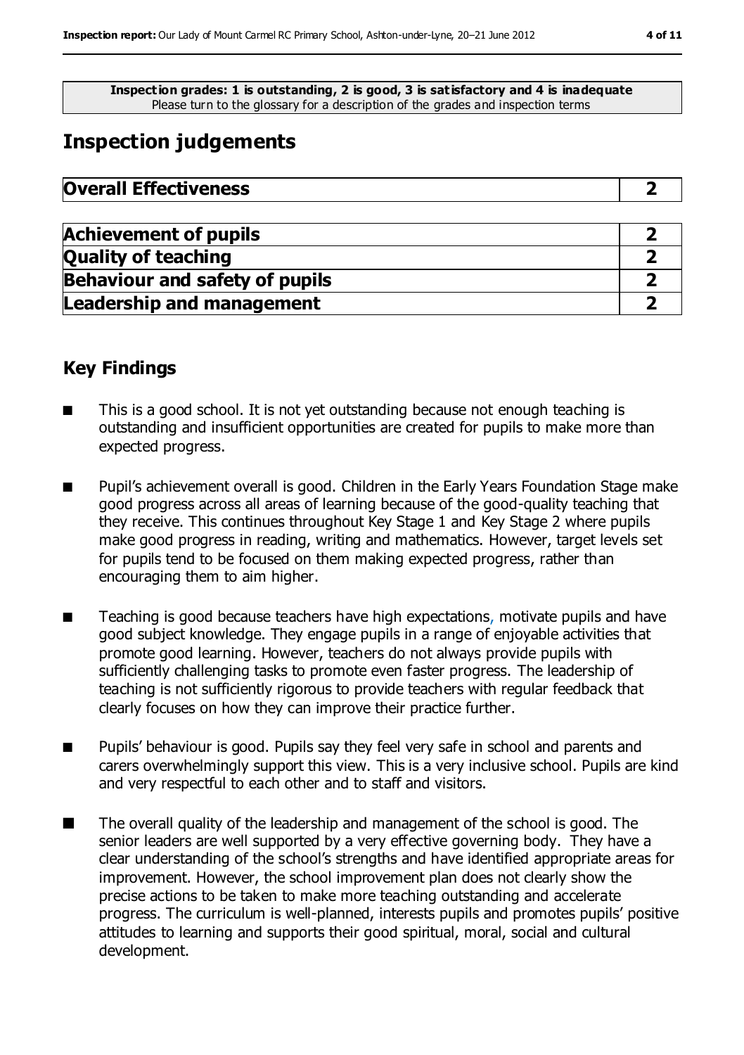**Inspection grades: 1 is outstanding, 2 is good, 3 is satisfactory and 4 is inadequate**
Please turn to the glossary for a description of the grades and inspection terms

# Inspection judgements

| **Overall Effectiveness** | **2** |
|---|---|

| **Achievement of pupils** | **2** |
|---|---|
| **Quality of teaching** | **2** |
| **Behaviour and safety of pupils** | **2** |
| **Leadership and management** | **2** |

## Key Findings

- This is a good school. It is not yet outstanding because not enough teaching is outstanding and insufficient opportunities are created for pupils to make more than expected progress.

- Pupil's achievement overall is good. Children in the Early Years Foundation Stage make good progress across all areas of learning because of the good-quality teaching that they receive. This continues throughout Key Stage 1 and Key Stage 2 where pupils make good progress in reading, writing and mathematics. However, target levels set for pupils tend to be focused on them making expected progress, rather than encouraging them to aim higher.

- Teaching is good because teachers have high expectations, motivate pupils and have good subject knowledge. They engage pupils in a range of enjoyable activities that promote good learning. However, teachers do not always provide pupils with sufficiently challenging tasks to promote even faster progress. The leadership of teaching is not sufficiently rigorous to provide teachers with regular feedback that clearly focuses on how they can improve their practice further.

- Pupils' behaviour is good. Pupils say they feel very safe in school and parents and carers overwhelmingly support this view. This is a very inclusive school. Pupils are kind and very respectful to each other and to staff and visitors.

- The overall quality of the leadership and management of the school is good. The senior leaders are well supported by a very effective governing body. They have a clear understanding of the school's strengths and have identified appropriate areas for improvement. However, the school improvement plan does not clearly show the precise actions to be taken to make more teaching outstanding and accelerate progress. The curriculum is well-planned, interests pupils and promotes pupils' positive attitudes to learning and supports their good spiritual, moral, social and cultural development.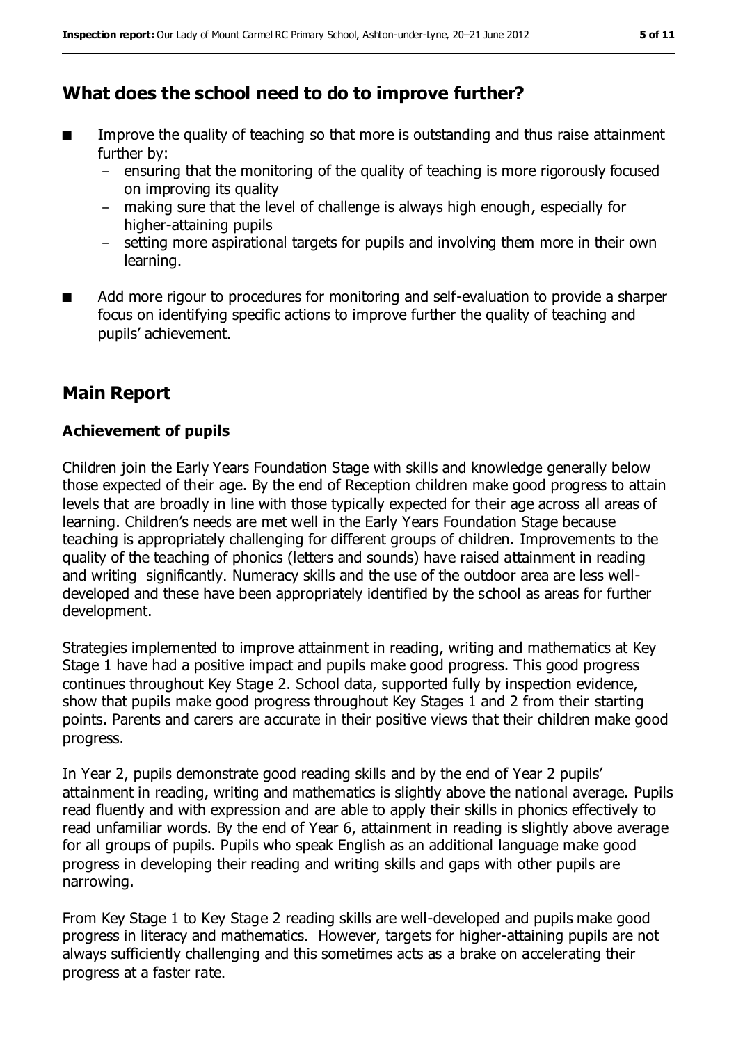## What does the school need to do to improve further?

- Improve the quality of teaching so that more is outstanding and thus raise attainment further by:
  - ensuring that the monitoring of the quality of teaching is more rigorously focused on improving its quality
  - making sure that the level of challenge is always high enough, especially for higher-attaining pupils
  - setting more aspirational targets for pupils and involving them more in their own learning.
- Add more rigour to procedures for monitoring and self-evaluation to provide a sharper focus on identifying specific actions to improve further the quality of teaching and pupils' achievement.

## Main Report

### Achievement of pupils

Children join the Early Years Foundation Stage with skills and knowledge generally below those expected of their age. By the end of Reception children make good progress to attain levels that are broadly in line with those typically expected for their age across all areas of learning. Children's needs are met well in the Early Years Foundation Stage because teaching is appropriately challenging for different groups of children. Improvements to the quality of the teaching of phonics (letters and sounds) have raised attainment in reading and writing significantly. Numeracy skills and the use of the outdoor area are less well-developed and these have been appropriately identified by the school as areas for further development.

Strategies implemented to improve attainment in reading, writing and mathematics at Key Stage 1 have had a positive impact and pupils make good progress. This good progress continues throughout Key Stage 2. School data, supported fully by inspection evidence, show that pupils make good progress throughout Key Stages 1 and 2 from their starting points. Parents and carers are accurate in their positive views that their children make good progress.

In Year 2, pupils demonstrate good reading skills and by the end of Year 2 pupils' attainment in reading, writing and mathematics is slightly above the national average. Pupils read fluently and with expression and are able to apply their skills in phonics effectively to read unfamiliar words. By the end of Year 6, attainment in reading is slightly above average for all groups of pupils. Pupils who speak English as an additional language make good progress in developing their reading and writing skills and gaps with other pupils are narrowing.

From Key Stage 1 to Key Stage 2 reading skills are well-developed and pupils make good progress in literacy and mathematics. However, targets for higher-attaining pupils are not always sufficiently challenging and this sometimes acts as a brake on accelerating their progress at a faster rate.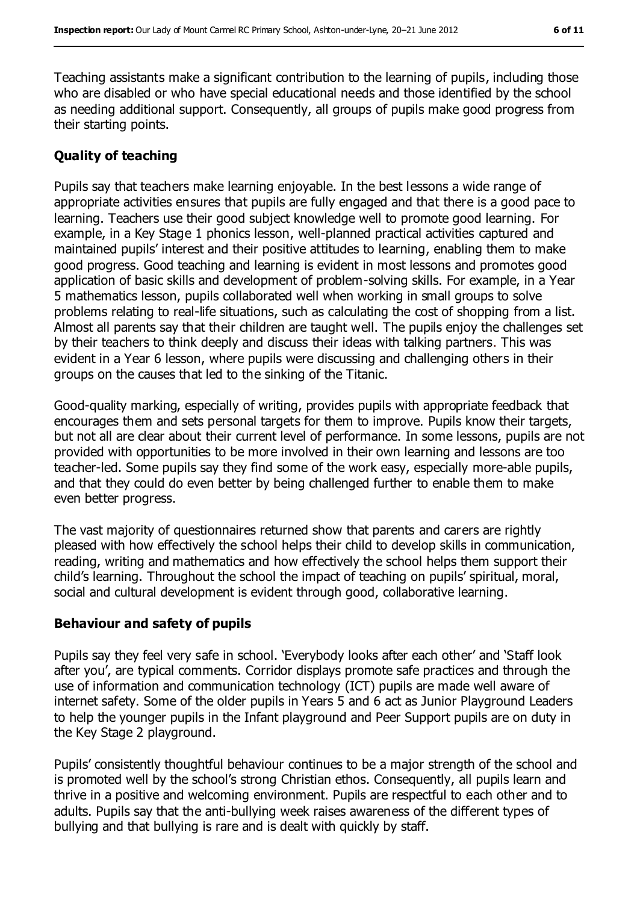Teaching assistants make a significant contribution to the learning of pupils, including those who are disabled or who have special educational needs and those identified by the school as needing additional support. Consequently, all groups of pupils make good progress from their starting points.

### Quality of teaching

Pupils say that teachers make learning enjoyable. In the best lessons a wide range of appropriate activities ensures that pupils are fully engaged and that there is a good pace to learning. Teachers use their good subject knowledge well to promote good learning. For example, in a Key Stage 1 phonics lesson, well-planned practical activities captured and maintained pupils' interest and their positive attitudes to learning, enabling them to make good progress. Good teaching and learning is evident in most lessons and promotes good application of basic skills and development of problem-solving skills. For example, in a Year 5 mathematics lesson, pupils collaborated well when working in small groups to solve problems relating to real-life situations, such as calculating the cost of shopping from a list. Almost all parents say that their children are taught well. The pupils enjoy the challenges set by their teachers to think deeply and discuss their ideas with talking partners. This was evident in a Year 6 lesson, where pupils were discussing and challenging others in their groups on the causes that led to the sinking of the Titanic.

Good-quality marking, especially of writing, provides pupils with appropriate feedback that encourages them and sets personal targets for them to improve. Pupils know their targets, but not all are clear about their current level of performance. In some lessons, pupils are not provided with opportunities to be more involved in their own learning and lessons are too teacher-led. Some pupils say they find some of the work easy, especially more-able pupils, and that they could do even better by being challenged further to enable them to make even better progress.

The vast majority of questionnaires returned show that parents and carers are rightly pleased with how effectively the school helps their child to develop skills in communication, reading, writing and mathematics and how effectively the school helps them support their child's learning. Throughout the school the impact of teaching on pupils' spiritual, moral, social and cultural development is evident through good, collaborative learning.

### Behaviour and safety of pupils

Pupils say they feel very safe in school. 'Everybody looks after each other' and 'Staff look after you', are typical comments. Corridor displays promote safe practices and through the use of information and communication technology (ICT) pupils are made well aware of internet safety. Some of the older pupils in Years 5 and 6 act as Junior Playground Leaders to help the younger pupils in the Infant playground and Peer Support pupils are on duty in the Key Stage 2 playground.

Pupils' consistently thoughtful behaviour continues to be a major strength of the school and is promoted well by the school's strong Christian ethos. Consequently, all pupils learn and thrive in a positive and welcoming environment. Pupils are respectful to each other and to adults. Pupils say that the anti-bullying week raises awareness of the different types of bullying and that bullying is rare and is dealt with quickly by staff.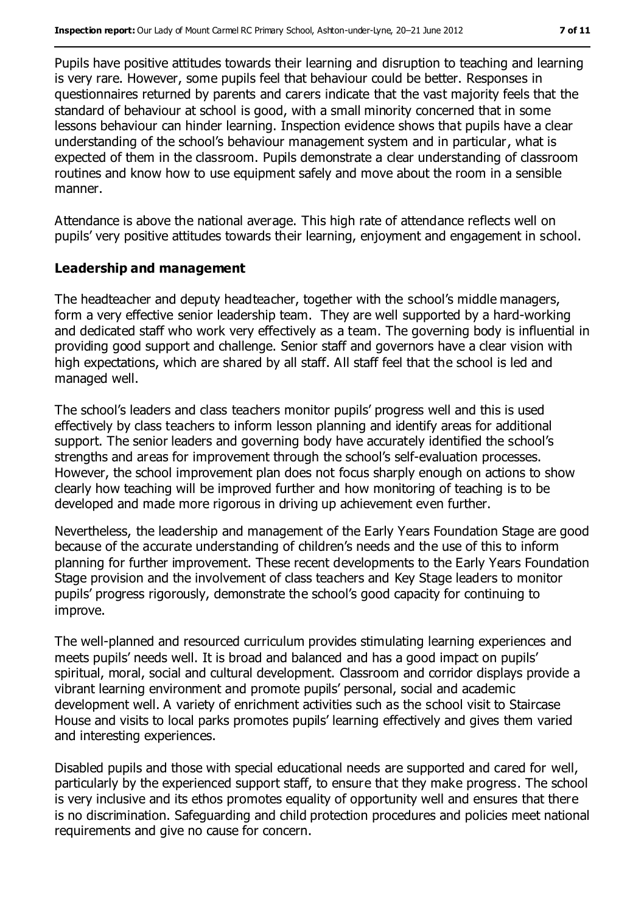Pupils have positive attitudes towards their learning and disruption to teaching and learning is very rare. However, some pupils feel that behaviour could be better. Responses in questionnaires returned by parents and carers indicate that the vast majority feels that the standard of behaviour at school is good, with a small minority concerned that in some lessons behaviour can hinder learning. Inspection evidence shows that pupils have a clear understanding of the school's behaviour management system and in particular, what is expected of them in the classroom. Pupils demonstrate a clear understanding of classroom routines and know how to use equipment safely and move about the room in a sensible manner.

Attendance is above the national average. This high rate of attendance reflects well on pupils' very positive attitudes towards their learning, enjoyment and engagement in school.

### Leadership and management

The headteacher and deputy headteacher, together with the school's middle managers, form a very effective senior leadership team. They are well supported by a hard-working and dedicated staff who work very effectively as a team. The governing body is influential in providing good support and challenge. Senior staff and governors have a clear vision with high expectations, which are shared by all staff. All staff feel that the school is led and managed well.

The school's leaders and class teachers monitor pupils' progress well and this is used effectively by class teachers to inform lesson planning and identify areas for additional support. The senior leaders and governing body have accurately identified the school's strengths and areas for improvement through the school's self-evaluation processes. However, the school improvement plan does not focus sharply enough on actions to show clearly how teaching will be improved further and how monitoring of teaching is to be developed and made more rigorous in driving up achievement even further.

Nevertheless, the leadership and management of the Early Years Foundation Stage are good because of the accurate understanding of children's needs and the use of this to inform planning for further improvement. These recent developments to the Early Years Foundation Stage provision and the involvement of class teachers and Key Stage leaders to monitor pupils' progress rigorously, demonstrate the school's good capacity for continuing to improve.

The well-planned and resourced curriculum provides stimulating learning experiences and meets pupils' needs well. It is broad and balanced and has a good impact on pupils' spiritual, moral, social and cultural development. Classroom and corridor displays provide a vibrant learning environment and promote pupils' personal, social and academic development well. A variety of enrichment activities such as the school visit to Staircase House and visits to local parks promotes pupils' learning effectively and gives them varied and interesting experiences.

Disabled pupils and those with special educational needs are supported and cared for well, particularly by the experienced support staff, to ensure that they make progress. The school is very inclusive and its ethos promotes equality of opportunity well and ensures that there is no discrimination. Safeguarding and child protection procedures and policies meet national requirements and give no cause for concern.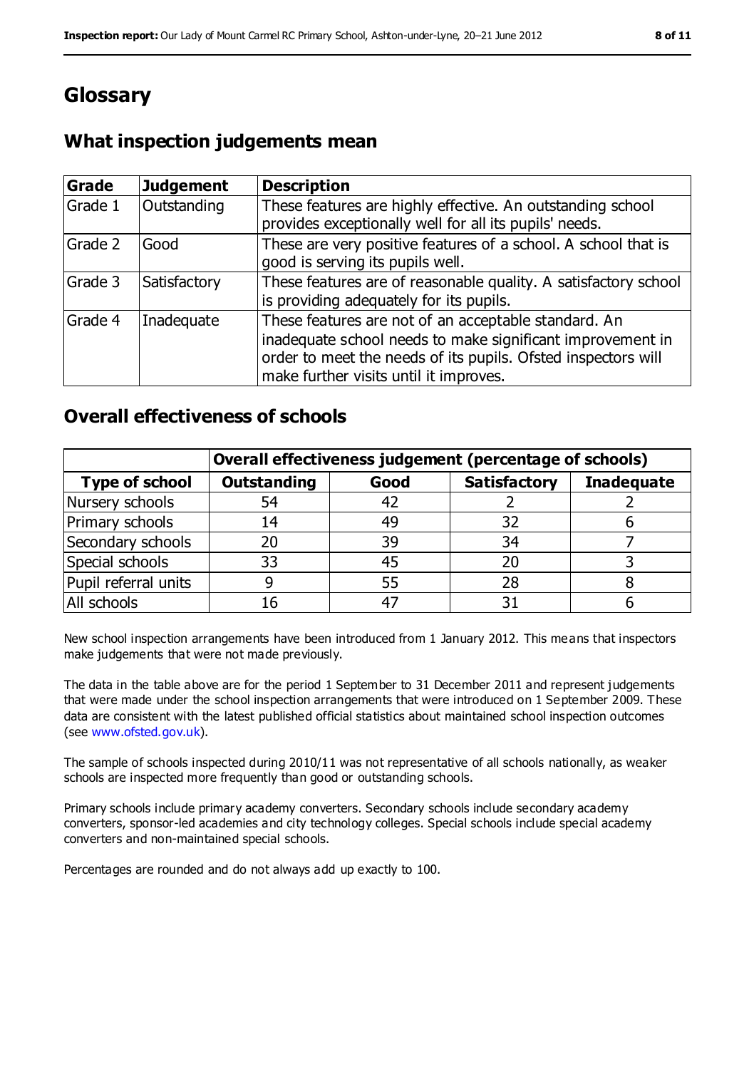# Glossary

## What inspection judgements mean

| Grade | Judgement | Description |
|---|---|---|
| Grade 1 | Outstanding | These features are highly effective. An outstanding school provides exceptionally well for all its pupils' needs. |
| Grade 2 | Good | These are very positive features of a school. A school that is good is serving its pupils well. |
| Grade 3 | Satisfactory | These features are of reasonable quality. A satisfactory school is providing adequately for its pupils. |
| Grade 4 | Inadequate | These features are not of an acceptable standard. An inadequate school needs to make significant improvement in order to meet the needs of its pupils. Ofsted inspectors will make further visits until it improves. |

## Overall effectiveness of schools

| | Overall effectiveness judgement (percentage of schools) | | | |
|---|---|---|---|---|
| **Type of school** | **Outstanding** | **Good** | **Satisfactory** | **Inadequate** |
| Nursery schools | 54 | 42 | 2 | 2 |
| Primary schools | 14 | 49 | 32 | 6 |
| Secondary schools | 20 | 39 | 34 | 7 |
| Special schools | 33 | 45 | 20 | 3 |
| Pupil referral units | 9 | 55 | 28 | 8 |
| All schools | 16 | 47 | 31 | 6 |

New school inspection arrangements have been introduced from 1 January 2012. This means that inspectors make judgements that were not made previously.

The data in the table above are for the period 1 September to 31 December 2011 and represent judgements that were made under the school inspection arrangements that were introduced on 1 September 2009. These data are consistent with the latest published official statistics about maintained school inspection outcomes (see www.ofsted.gov.uk).

The sample of schools inspected during 2010/11 was not representative of all schools nationally, as weaker schools are inspected more frequently than good or outstanding schools.

Primary schools include primary academy converters. Secondary schools include secondary academy converters, sponsor-led academies and city technology colleges. Special schools include special academy converters and non-maintained special schools.

Percentages are rounded and do not always add up exactly to 100.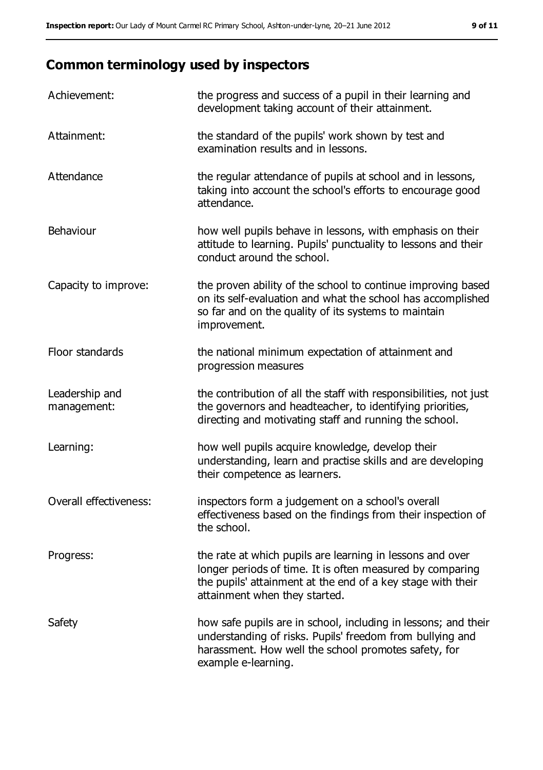## Common terminology used by inspectors

| | |
|---|---|
| Achievement: | the progress and success of a pupil in their learning and development taking account of their attainment. |
| Attainment: | the standard of the pupils' work shown by test and examination results and in lessons. |
| Attendance | the regular attendance of pupils at school and in lessons, taking into account the school's efforts to encourage good attendance. |
| Behaviour | how well pupils behave in lessons, with emphasis on their attitude to learning. Pupils' punctuality to lessons and their conduct around the school. |
| Capacity to improve: | the proven ability of the school to continue improving based on its self-evaluation and what the school has accomplished so far and on the quality of its systems to maintain improvement. |
| Floor standards | the national minimum expectation of attainment and progression measures |
| Leadership and management: | the contribution of all the staff with responsibilities, not just the governors and headteacher, to identifying priorities, directing and motivating staff and running the school. |
| Learning: | how well pupils acquire knowledge, develop their understanding, learn and practise skills and are developing their competence as learners. |
| Overall effectiveness: | inspectors form a judgement on a school's overall effectiveness based on the findings from their inspection of the school. |
| Progress: | the rate at which pupils are learning in lessons and over longer periods of time. It is often measured by comparing the pupils' attainment at the end of a key stage with their attainment when they started. |
| Safety | how safe pupils are in school, including in lessons; and their understanding of risks. Pupils' freedom from bullying and harassment. How well the school promotes safety, for example e-learning. |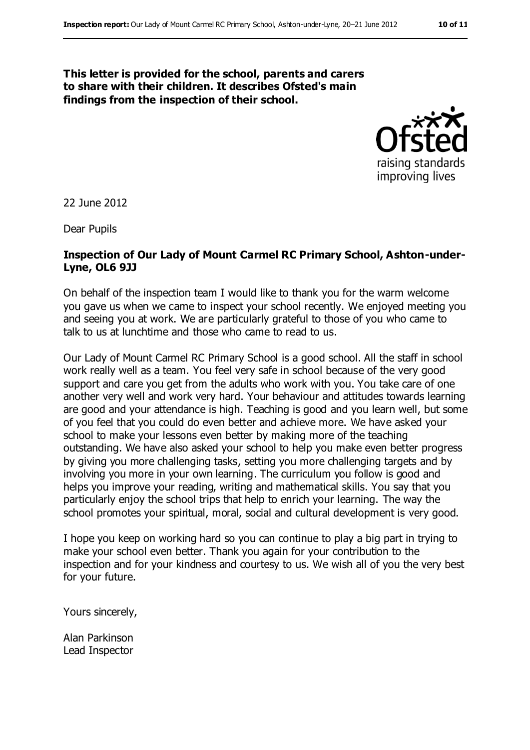**This letter is provided for the school, parents and carers to share with their children. It describes Ofsted's main findings from the inspection of their school.**

22 June 2012

Dear Pupils

**Inspection of Our Lady of Mount Carmel RC Primary School, Ashton-under-Lyne, OL6 9JJ**

On behalf of the inspection team I would like to thank you for the warm welcome you gave us when we came to inspect your school recently. We enjoyed meeting you and seeing you at work. We are particularly grateful to those of you who came to talk to us at lunchtime and those who came to read to us.

Our Lady of Mount Carmel RC Primary School is a good school. All the staff in school work really well as a team. You feel very safe in school because of the very good support and care you get from the adults who work with you. You take care of one another very well and work very hard. Your behaviour and attitudes towards learning are good and your attendance is high. Teaching is good and you learn well, but some of you feel that you could do even better and achieve more. We have asked your school to make your lessons even better by making more of the teaching outstanding. We have also asked your school to help you make even better progress by giving you more challenging tasks, setting you more challenging targets and by involving you more in your own learning. The curriculum you follow is good and helps you improve your reading, writing and mathematical skills. You say that you particularly enjoy the school trips that help to enrich your learning. The way the school promotes your spiritual, moral, social and cultural development is very good.

I hope you keep on working hard so you can continue to play a big part in trying to make your school even better. Thank you again for your contribution to the inspection and for your kindness and courtesy to us. We wish all of you the very best for your future.

Yours sincerely,

Alan Parkinson
Lead Inspector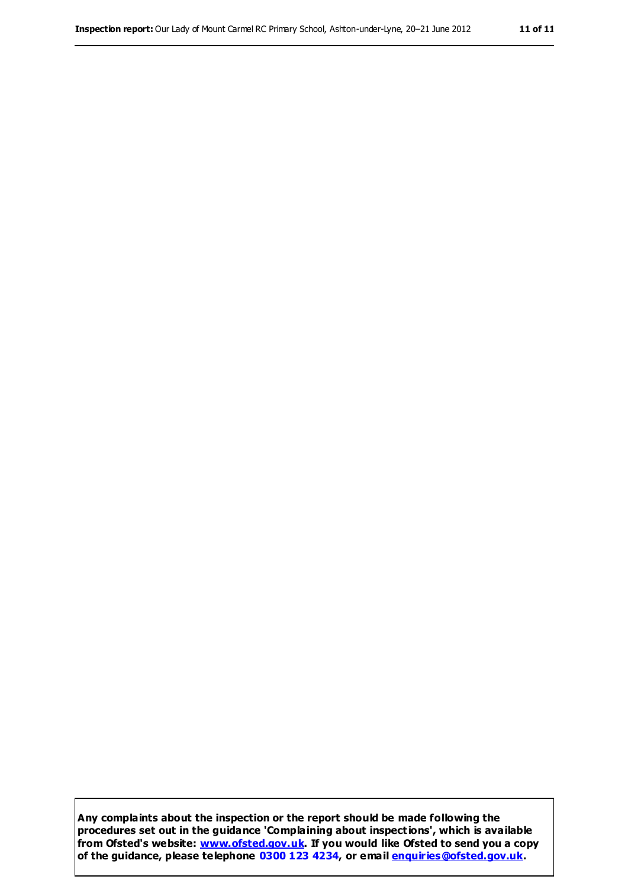**Any complaints about the inspection or the report should be made following the procedures set out in the guidance 'Complaining about inspections', which is available from Ofsted's website: [www.ofsted.gov.uk](http://www.ofsted.gov.uk). If you would like Ofsted to send you a copy of the guidance, please telephone 0300 123 4234, or email [enquiries@ofsted.gov.uk](mailto:enquiries@ofsted.gov.uk).**